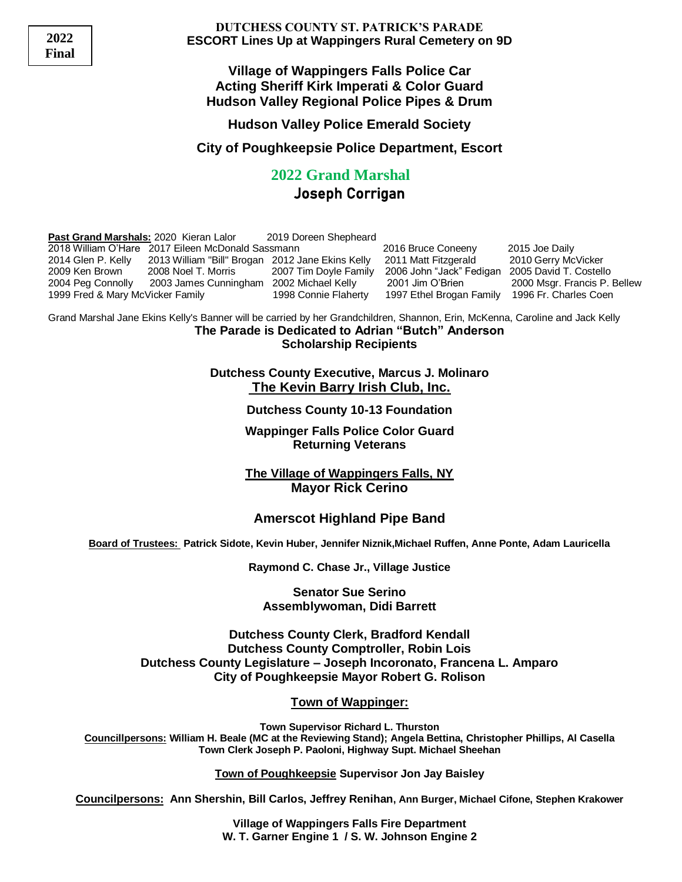**2022 Final**

**DUTCHESS COUNTY ST. PATRICK'S PARADE**
**ESCORT Lines Up at Wappingers Rural Cemetery on 9D**

**Village of Wappingers Falls Police Car**
**Acting Sheriff Kirk Imperati & Color Guard**
**Hudson Valley Regional Police Pipes & Drum**

**Hudson Valley Police Emerald Society**

**City of Poughkeepsie Police Department, Escort**

## 2022 Grand Marshal

## Joseph Corrigan

**Past Grand Marshals:** 2020 Kieran Lalor 2019 Doreen Shepheard
2018 William O'Hare 2017 Eileen McDonald Sassmann 2016 Bruce Coneeny 2015 Joe Daily
2014 Glen P. Kelly 2013 William "Bill" Brogan 2012 Jane Ekins Kelly 2011 Matt Fitzgerald 2010 Gerry McVicker
2009 Ken Brown 2008 Noel T. Morris 2007 Tim Doyle Family 2006 John "Jack" Fedigan 2005 David T. Costello
2004 Peg Connolly 2003 James Cunningham 2002 Michael Kelly 2001 Jim O'Brien 2000 Msgr. Francis P. Bellew
1999 Fred & Mary McVicker Family 1998 Connie Flaherty 1997 Ethel Brogan Family 1996 Fr. Charles Coen

Grand Marshal Jane Ekins Kelly's Banner will be carried by her Grandchildren, Shannon, Erin, McKenna, Caroline and Jack Kelly

**The Parade is Dedicated to Adrian "Butch" Anderson**
**Scholarship Recipients**

**Dutchess County Executive, Marcus J. Molinaro**
**The Kevin Barry Irish Club, Inc.**

**Dutchess County 10-13 Foundation**

**Wappinger Falls Police Color Guard**
**Returning Veterans**

**The Village of Wappingers Falls, NY**
**Mayor Rick Cerino**

**Amerscot Highland Pipe Band**

**Board of Trustees: Patrick Sidote, Kevin Huber, Jennifer Niznik,Michael Ruffen, Anne Ponte, Adam Lauricella**

**Raymond C. Chase Jr., Village Justice**

**Senator Sue Serino**
**Assemblywoman, Didi Barrett**

**Dutchess County Clerk, Bradford Kendall**
**Dutchess County Comptroller, Robin Lois**
**Dutchess County Legislature – Joseph Incoronato, Francena L. Amparo**
**City of Poughkeepsie Mayor Robert G. Rolison**

**Town of Wappinger:**

**Town Supervisor Richard L. Thurston**
**Councillpersons: William H. Beale (MC at the Reviewing Stand); Angela Bettina, Christopher Phillips, Al Casella**
**Town Clerk Joseph P. Paoloni, Highway Supt. Michael Sheehan**

**Town of Poughkeepsie Supervisor Jon Jay Baisley**

**Councilpersons: Ann Shershin, Bill Carlos, Jeffrey Renihan, Ann Burger, Michael Cifone, Stephen Krakower**

**Village of Wappingers Falls Fire Department**
**W. T. Garner Engine 1 / S. W. Johnson Engine 2**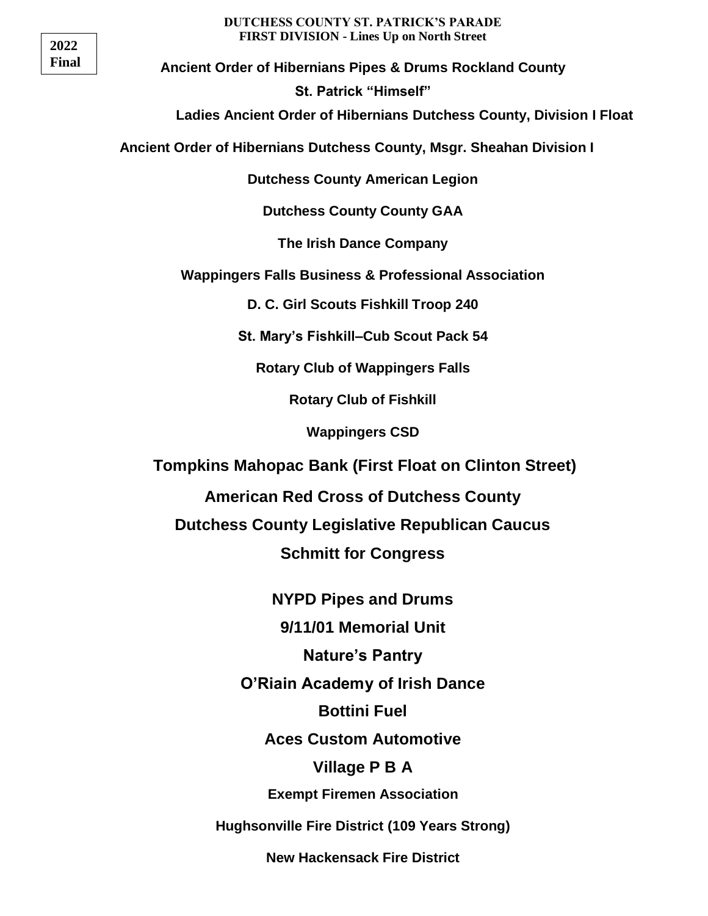**2022 Final**

**DUTCHESS COUNTY ST. PATRICK'S PARADE**
**FIRST DIVISION - Lines Up on North Street**

**Ancient Order of Hibernians Pipes & Drums Rockland County**

**St. Patrick "Himself"**

**Ladies Ancient Order of Hibernians Dutchess County, Division I Float**

**Ancient Order of Hibernians Dutchess County, Msgr. Sheahan Division I**

**Dutchess County American Legion**

**Dutchess County County GAA**

**The Irish Dance Company**

**Wappingers Falls Business & Professional Association**

**D. C. Girl Scouts Fishkill Troop 240**

**St. Mary's Fishkill–Cub Scout Pack 54**

**Rotary Club of Wappingers Falls**

**Rotary Club of Fishkill**

**Wappingers CSD**

**Tompkins Mahopac Bank (First Float on Clinton Street)**

**American Red Cross of Dutchess County**

**Dutchess County Legislative Republican Caucus**

**Schmitt for Congress**

**NYPD Pipes and Drums**

**9/11/01 Memorial Unit**

**Nature's Pantry**

**O'Riain Academy of Irish Dance**

**Bottini Fuel**

**Aces Custom Automotive**

**Village P B A**

**Exempt Firemen Association**

**Hughsonville Fire District (109 Years Strong)**

**New Hackensack Fire District**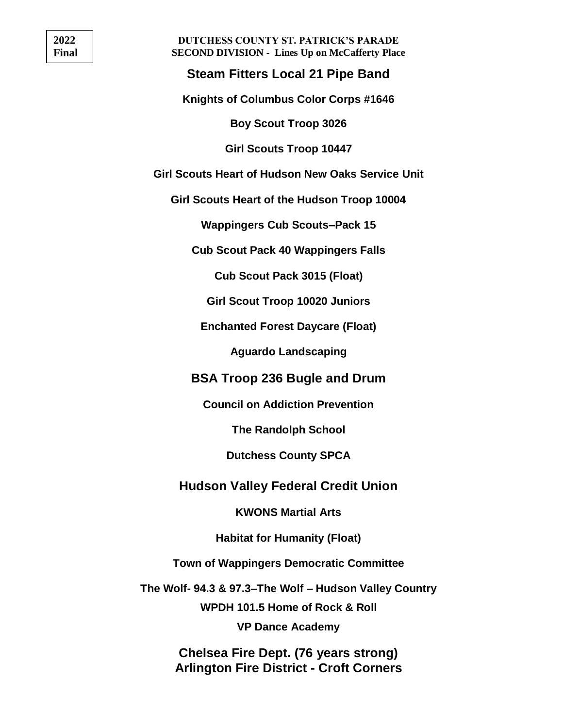2022
Final

**DUTCHESS COUNTY ST. PATRICK'S PARADE**
**SECOND DIVISION - Lines Up on McCafferty Place**

## Steam Fitters Local 21 Pipe Band

**Knights of Columbus Color Corps #1646**

**Boy Scout Troop 3026**

**Girl Scouts Troop 10447**

**Girl Scouts Heart of Hudson New Oaks Service Unit**

**Girl Scouts Heart of the Hudson Troop 10004**

**Wappingers Cub Scouts–Pack 15**

**Cub Scout Pack 40 Wappingers Falls**

**Cub Scout Pack 3015 (Float)**

**Girl Scout Troop 10020 Juniors**

**Enchanted Forest Daycare (Float)**

**Aguardo Landscaping**

## BSA Troop 236 Bugle and Drum

**Council on Addiction Prevention**

**The Randolph School**

**Dutchess County SPCA**

## Hudson Valley Federal Credit Union

**KWONS Martial Arts**

**Habitat for Humanity (Float)**

**Town of Wappingers Democratic Committee**

**The Wolf- 94.3 & 97.3–The Wolf – Hudson Valley Country**

**WPDH 101.5 Home of Rock & Roll**

**VP Dance Academy**

## Chelsea Fire Dept. (76 years strong)
## Arlington Fire District - Croft Corners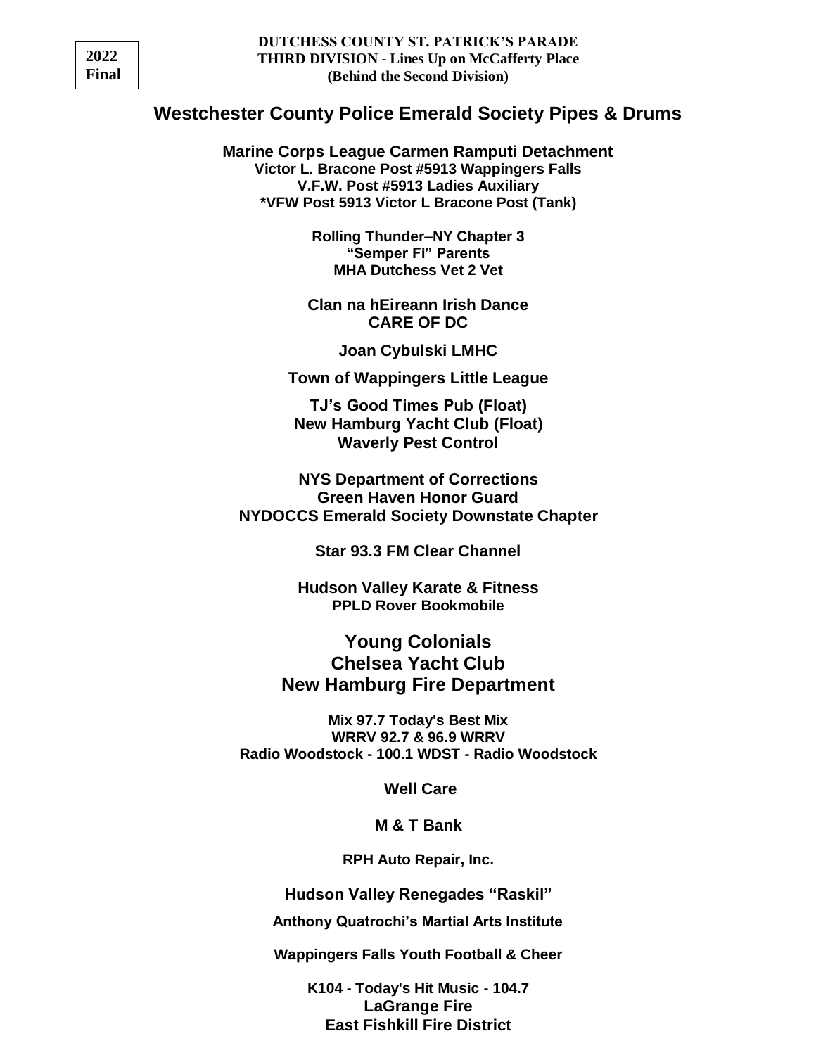**2022 Final**

**DUTCHESS COUNTY ST. PATRICK'S PARADE**
**THIRD DIVISION - Lines Up on McCafferty Place**
**(Behind the Second Division)**

## Westchester County Police Emerald Society Pipes & Drums

**Marine Corps League Carmen Ramputi Detachment**
**Victor L. Bracone Post #5913 Wappingers Falls**
**V.F.W. Post #5913 Ladies Auxiliary**
**\*VFW Post 5913 Victor L Bracone Post (Tank)**

**Rolling Thunder–NY Chapter 3**
**"Semper Fi" Parents**
**MHA Dutchess Vet 2 Vet**

**Clan na hEireann Irish Dance**
**CARE OF DC**

**Joan Cybulski LMHC**

**Town of Wappingers Little League**

**TJ's Good Times Pub (Float)**
**New Hamburg Yacht Club (Float)**
**Waverly Pest Control**

**NYS Department of Corrections**
**Green Haven Honor Guard**
**NYDOCCS Emerald Society Downstate Chapter**

**Star 93.3 FM Clear Channel**

**Hudson Valley Karate & Fitness**
**PPLD Rover Bookmobile**

**Young Colonials**
**Chelsea Yacht Club**
**New Hamburg Fire Department**

**Mix 97.7 Today's Best Mix**
**WRRV 92.7 & 96.9 WRRV**
**Radio Woodstock - 100.1 WDST - Radio Woodstock**

**Well Care**

**M & T Bank**

**RPH Auto Repair, Inc.**

**Hudson Valley Renegades "Raskil"**

**Anthony Quatrochi's Martial Arts Institute**

**Wappingers Falls Youth Football & Cheer**

**K104 - Today's Hit Music - 104.7**
**LaGrange Fire**
**East Fishkill Fire District**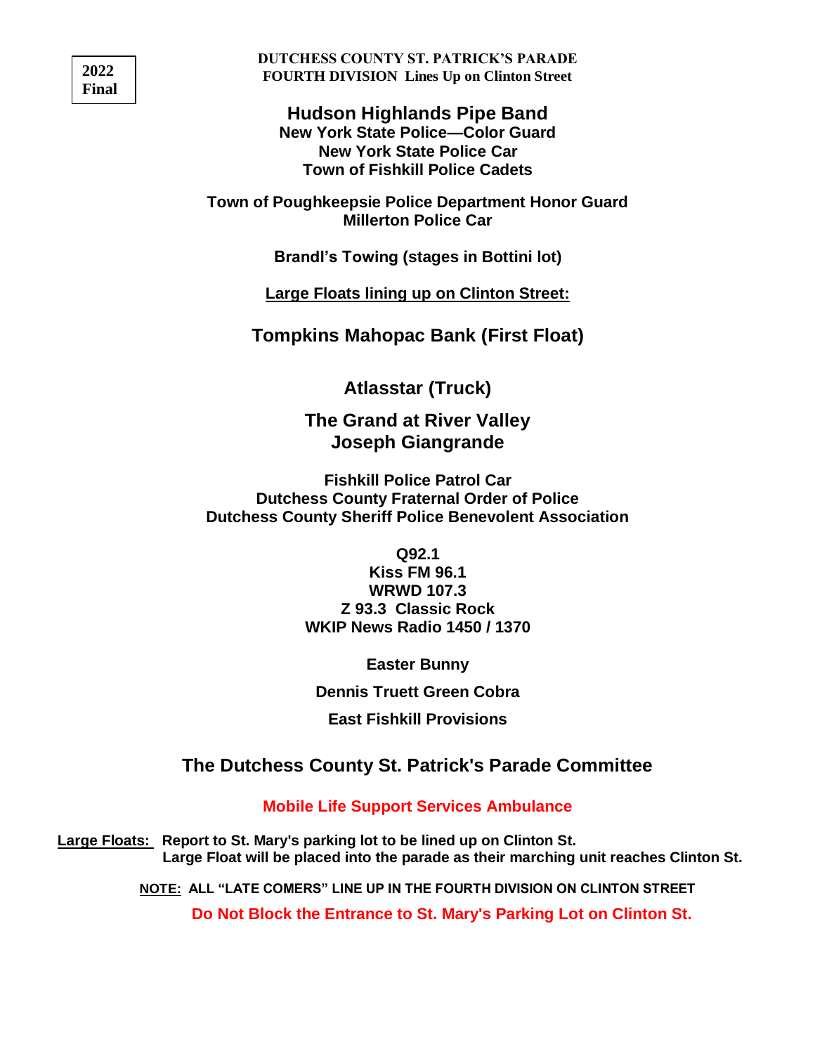**2022 Final**

**DUTCHESS COUNTY ST. PATRICK'S PARADE**
**FOURTH DIVISION Lines Up on Clinton Street**

**Hudson Highlands Pipe Band**
**New York State Police—Color Guard**
**New York State Police Car**
**Town of Fishkill Police Cadets**

**Town of Poughkeepsie Police Department Honor Guard**
**Millerton Police Car**

**Brandl's Towing (stages in Bottini lot)**

**Large Floats lining up on Clinton Street:**

**Tompkins Mahopac Bank (First Float)**

**Atlasstar (Truck)**

**The Grand at River Valley**
**Joseph Giangrande**

**Fishkill Police Patrol Car**
**Dutchess County Fraternal Order of Police**
**Dutchess County Sheriff Police Benevolent Association**

**Q92.1**
**Kiss FM 96.1**
**WRWD 107.3**
**Z 93.3 Classic Rock**
**WKIP News Radio 1450 / 1370**

**Easter Bunny**

**Dennis Truett Green Cobra**

**East Fishkill Provisions**

**The Dutchess County St. Patrick's Parade Committee**

**Mobile Life Support Services Ambulance**

**Large Floats:** **Report to St. Mary's parking lot to be lined up on Clinton St.**
**Large Float will be placed into the parade as their marching unit reaches Clinton St.**

**NOTE: ALL "LATE COMERS" LINE UP IN THE FOURTH DIVISION ON CLINTON STREET**

**Do Not Block the Entrance to St. Mary's Parking Lot on Clinton St.**